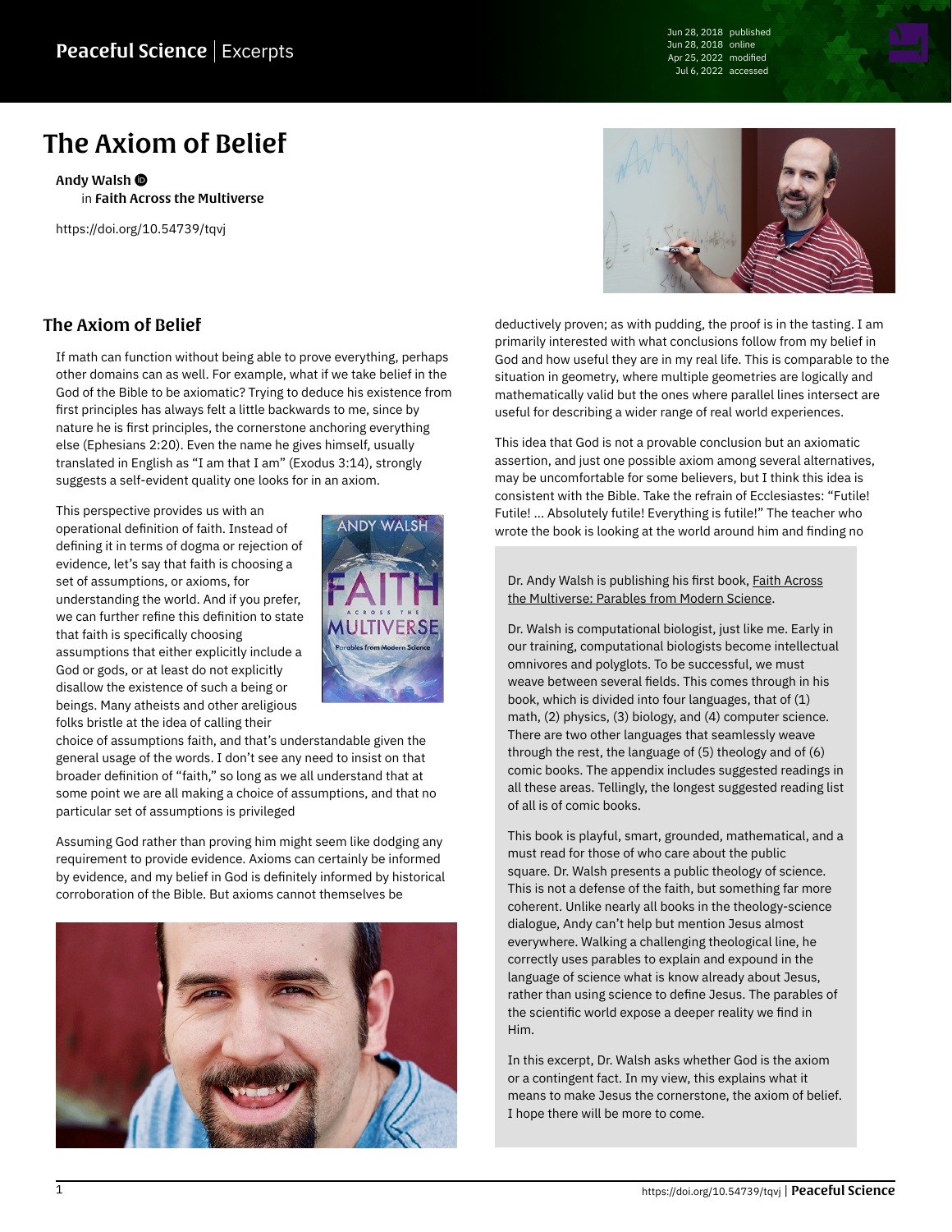# The Axiom of Belief

**Andy Walsh**
in **Faith Across the Multiverse**

https://doi.org/10.54739/tqvj

## The Axiom of Belief

If math can function without being able to prove everything, perhaps other domains can as well. For example, what if we take belief in the God of the Bible to be axiomatic? Trying to deduce his existence from first principles has always felt a little backwards to me, since by nature he is first principles, the cornerstone anchoring everything else (Ephesians 2:20). Even the name he gives himself, usually translated in English as "I am that I am" (Exodus 3:14), strongly suggests a self-evident quality one looks for in an axiom.

This perspective provides us with an operational definition of faith. Instead of defining it in terms of dogma or rejection of evidence, let's say that faith is choosing a set of assumptions, or axioms, for understanding the world. And if you prefer, we can further refine this definition to state that faith is specifically choosing assumptions that either explicitly include a God or gods, or at least do not explicitly disallow the existence of such a being or beings. Many atheists and other areligious folks bristle at the idea of calling their choice of assumptions faith, and that's understandable given the general usage of the words. I don't see any need to insist on that broader definition of "faith," so long as we all understand that at some point we are all making a choice of assumptions, and that no particular set of assumptions is privileged

Assuming God rather than proving him might seem like dodging any requirement to provide evidence. Axioms can certainly be informed by evidence, and my belief in God is definitely informed by historical corroboration of the Bible. But axioms cannot themselves be deductively proven; as with pudding, the proof is in the tasting. I am primarily interested with what conclusions follow from my belief in God and how useful they are in my real life. This is comparable to the situation in geometry, where multiple geometries are logically and mathematically valid but the ones where parallel lines intersect are useful for describing a wider range of real world experiences.

This idea that God is not a provable conclusion but an axiomatic assertion, and just one possible axiom among several alternatives, may be uncomfortable for some believers, but I think this idea is consistent with the Bible. Take the refrain of Ecclesiastes: "Futile! Futile! … Absolutely futile! Everything is futile!" The teacher who wrote the book is looking at the world around him and finding no

> Dr. Andy Walsh is publishing his first book, Faith Across the Multiverse: Parables from Modern Science.
>
> Dr. Walsh is computational biologist, just like me. Early in our training, computational biologists become intellectual omnivores and polyglots. To be successful, we must weave between several fields. This comes through in his book, which is divided into four languages, that of (1) math, (2) physics, (3) biology, and (4) computer science. There are two other languages that seamlessly weave through the rest, the language of (5) theology and of (6) comic books. The appendix includes suggested readings in all these areas. Tellingly, the longest suggested reading list of all is of comic books.
>
> This book is playful, smart, grounded, mathematical, and a must read for those of who care about the public square. Dr. Walsh presents a public theology of science. This is not a defense of the faith, but something far more coherent. Unlike nearly all books in the theology-science dialogue, Andy can't help but mention Jesus almost everywhere. Walking a challenging theological line, he correctly uses parables to explain and expound in the language of science what is know already about Jesus, rather than using science to define Jesus. The parables of the scientific world expose a deeper reality we find in Him.
>
> In this excerpt, Dr. Walsh asks whether God is the axiom or a contingent fact. In my view, this explains what it means to make Jesus the cornerstone, the axiom of belief. I hope there will be more to come.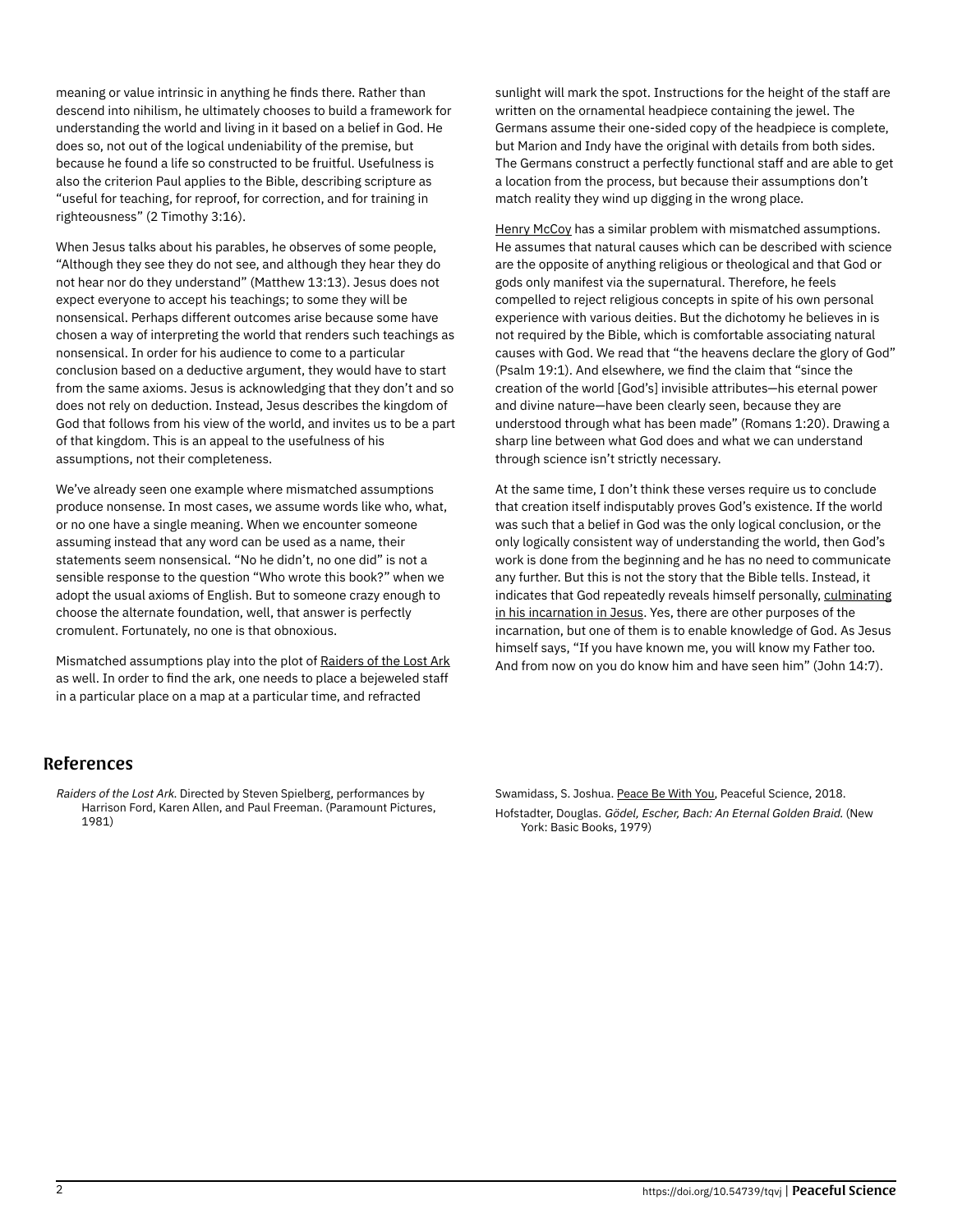meaning or value intrinsic in anything he finds there. Rather than descend into nihilism, he ultimately chooses to build a framework for understanding the world and living in it based on a belief in God. He does so, not out of the logical undeniability of the premise, but because he found a life so constructed to be fruitful. Usefulness is also the criterion Paul applies to the Bible, describing scripture as "useful for teaching, for reproof, for correction, and for training in righteousness" (2 Timothy 3:16).

When Jesus talks about his parables, he observes of some people, "Although they see they do not see, and although they hear they do not hear nor do they understand" (Matthew 13:13). Jesus does not expect everyone to accept his teachings; to some they will be nonsensical. Perhaps different outcomes arise because some have chosen a way of interpreting the world that renders such teachings as nonsensical. In order for his audience to come to a particular conclusion based on a deductive argument, they would have to start from the same axioms. Jesus is acknowledging that they don't and so does not rely on deduction. Instead, Jesus describes the kingdom of God that follows from his view of the world, and invites us to be a part of that kingdom. This is an appeal to the usefulness of his assumptions, not their completeness.

We've already seen one example where mismatched assumptions produce nonsense. In most cases, we assume words like who, what, or no one have a single meaning. When we encounter someone assuming instead that any word can be used as a name, their statements seem nonsensical. "No he didn't, no one did" is not a sensible response to the question "Who wrote this book?" when we adopt the usual axioms of English. But to someone crazy enough to choose the alternate foundation, well, that answer is perfectly cromulent. Fortunately, no one is that obnoxious.

Mismatched assumptions play into the plot of Raiders of the Lost Ark as well. In order to find the ark, one needs to place a bejeweled staff in a particular place on a map at a particular time, and refracted sunlight will mark the spot. Instructions for the height of the staff are written on the ornamental headpiece containing the jewel. The Germans assume their one-sided copy of the headpiece is complete, but Marion and Indy have the original with details from both sides. The Germans construct a perfectly functional staff and are able to get a location from the process, but because their assumptions don't match reality they wind up digging in the wrong place.

Henry McCoy has a similar problem with mismatched assumptions. He assumes that natural causes which can be described with science are the opposite of anything religious or theological and that God or gods only manifest via the supernatural. Therefore, he feels compelled to reject religious concepts in spite of his own personal experience with various deities. But the dichotomy he believes in is not required by the Bible, which is comfortable associating natural causes with God. We read that "the heavens declare the glory of God" (Psalm 19:1). And elsewhere, we find the claim that "since the creation of the world [God's] invisible attributes—his eternal power and divine nature—have been clearly seen, because they are understood through what has been made" (Romans 1:20). Drawing a sharp line between what God does and what we can understand through science isn't strictly necessary.

At the same time, I don't think these verses require us to conclude that creation itself indisputably proves God's existence. If the world was such that a belief in God was the only logical conclusion, or the only logically consistent way of understanding the world, then God's work is done from the beginning and he has no need to communicate any further. But this is not the story that the Bible tells. Instead, it indicates that God repeatedly reveals himself personally, culminating in his incarnation in Jesus. Yes, there are other purposes of the incarnation, but one of them is to enable knowledge of God. As Jesus himself says, "If you have known me, you will know my Father too. And from now on you do know him and have seen him" (John 14:7).

## References

*Raiders of the Lost Ark.* Directed by Steven Spielberg, performances by Harrison Ford, Karen Allen, and Paul Freeman. (Paramount Pictures, 1981)

Swamidass, S. Joshua. Peace Be With You, Peaceful Science, 2018.

Hofstadter, Douglas. *Gödel, Escher, Bach: An Eternal Golden Braid.* (New York: Basic Books, 1979)